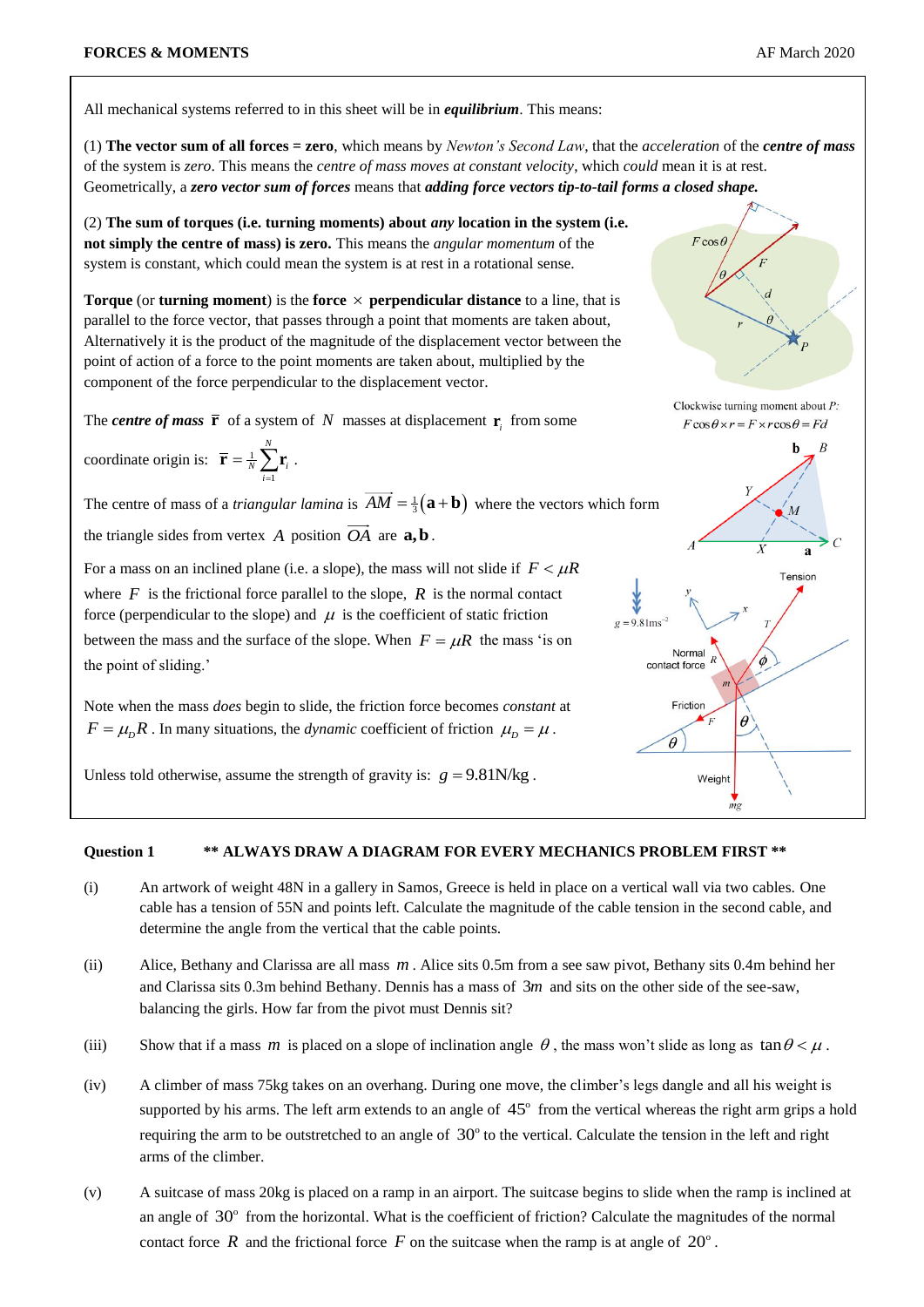All mechanical systems referred to in this sheet will be in ***equilibrium***. This means:

(1) **The vector sum of all forces = zero**, which means by *Newton's Second Law*, that the *acceleration* of the ***centre of mass*** of the system is *zero*. This means the *centre of mass moves at constant velocity*, which *could* mean it is at rest. Geometrically, a ***zero vector sum of forces*** means that ***adding force vectors tip-to-tail forms a closed shape.***

(2) **The sum of torques (i.e. turning moments) about *any* location in the system (i.e. not simply the centre of mass) is zero.** This means the *angular momentum* of the system is constant, which could mean the system is at rest in a rotational sense.

**Torque** (or **turning moment**) is the **force** $\times$ **perpendicular distance** to a line, that is parallel to the force vector, that passes through a point that moments are taken about, Alternatively it is the product of the magnitude of the displacement vector between the point of action of a force to the point moments are taken about, multiplied by the component of the force perpendicular to the displacement vector.

Clockwise turning moment about $P$: $F\cos\theta \times r = F \times r\cos\theta = Fd$

The ***centre of mass*** $\bar{\mathbf{r}}$ of a system of $N$ masses at displacement $\mathbf{r}_i$ from some coordinate origin is: $\bar{\mathbf{r}} = \frac{1}{N}\sum_{i=1}^{N}\mathbf{r}_i$ .

The centre of mass of a *triangular lamina* is $\overrightarrow{AM} = \frac{1}{3}(\mathbf{a}+\mathbf{b})$ where the vectors which form the triangle sides from vertex $A$ position $\overrightarrow{OA}$ are $\mathbf{a}, \mathbf{b}$.

For a mass on an inclined plane (i.e. a slope), the mass will not slide if $F < \mu R$ where $F$ is the frictional force parallel to the slope, $R$ is the normal contact force (perpendicular to the slope) and $\mu$ is the coefficient of static friction between the mass and the surface of the slope. When $F = \mu R$ the mass 'is on the point of sliding.'

Note when the mass *does* begin to slide, the friction force becomes *constant* at $F = \mu_D R$ . In many situations, the *dynamic* coefficient of friction $\mu_D = \mu$ .

Unless told otherwise, assume the strength of gravity is: $g = 9.81\text{N/kg}$ .

**Question 1** **\*\* ALWAYS DRAW A DIAGRAM FOR EVERY MECHANICS PROBLEM FIRST \*\***

(i) An artwork of weight 48N in a gallery in Samos, Greece is held in place on a vertical wall via two cables. One cable has a tension of 55N and points left. Calculate the magnitude of the cable tension in the second cable, and determine the angle from the vertical that the cable points.

(ii) Alice, Bethany and Clarissa are all mass $m$ . Alice sits 0.5m from a see saw pivot, Bethany sits 0.4m behind her and Clarissa sits 0.3m behind Bethany. Dennis has a mass of $3m$ and sits on the other side of the see-saw, balancing the girls. How far from the pivot must Dennis sit?

(iii) Show that if a mass $m$ is placed on a slope of inclination angle $\theta$ , the mass won't slide as long as $\tan\theta < \mu$ .

(iv) A climber of mass 75kg takes on an overhang. During one move, the climber's legs dangle and all his weight is supported by his arms. The left arm extends to an angle of $45^\circ$ from the vertical whereas the right arm grips a hold requiring the arm to be outstretched to an angle of $30^\circ$ to the vertical. Calculate the tension in the left and right arms of the climber.

(v) A suitcase of mass 20kg is placed on a ramp in an airport. The suitcase begins to slide when the ramp is inclined at an angle of $30^\circ$ from the horizontal. What is the coefficient of friction? Calculate the magnitudes of the normal contact force $R$ and the frictional force $F$ on the suitcase when the ramp is at angle of $20^\circ$ .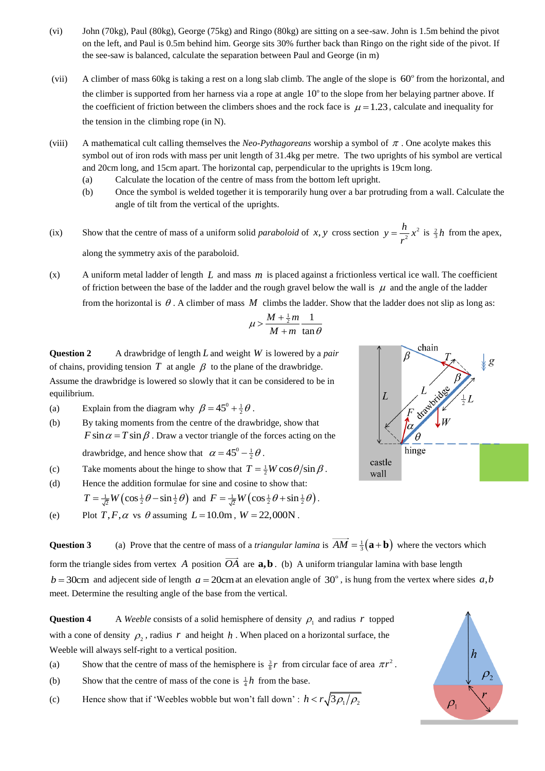(vi) John (70kg), Paul (80kg), George (75kg) and Ringo (80kg) are sitting on a see-saw. John is 1.5m behind the pivot on the left, and Paul is 0.5m behind him. George sits 30% further back than Ringo on the right side of the pivot. If the see-saw is balanced, calculate the separation between Paul and George (in m)

(vii) A climber of mass 60kg is taking a rest on a long slab climb. The angle of the slope is $60^\circ$ from the horizontal, and the climber is supported from her harness via a rope at angle $10^\circ$ to the slope from her belaying partner above. If the coefficient of friction between the climbers shoes and the rock face is $\mu = 1.23$, calculate and inequality for the tension in the climbing rope (in N).

(viii) A mathematical cult calling themselves the *Neo-Pythagoreans* worship a symbol of $\pi$. One acolyte makes this symbol out of iron rods with mass per unit length of 31.4kg per metre. The two uprights of his symbol are vertical and 20cm long, and 15cm apart. The horizontal cap, perpendicular to the uprights is 19cm long.

(a) Calculate the location of the centre of mass from the bottom left upright.

(b) Once the symbol is welded together it is temporarily hung over a bar protruding from a wall. Calculate the angle of tilt from the vertical of the uprights.

(ix) Show that the centre of mass of a uniform solid *paraboloid* of $x, y$ cross section $y = \frac{h}{r^2}x^2$ is $\frac{2}{3}h$ from the apex, along the symmetry axis of the paraboloid.

(x) A uniform metal ladder of length $L$ and mass $m$ is placed against a frictionless vertical ice wall. The coefficient of friction between the base of the ladder and the rough gravel below the wall is $\mu$ and the angle of the ladder from the horizontal is $\theta$. A climber of mass $M$ climbs the ladder. Show that the ladder does not slip as long as:

$$\mu > \frac{M + \frac{1}{2}m}{M + m} \frac{1}{\tan\theta}$$

**Question 2** A drawbridge of length $L$ and weight $W$ is lowered by a *pair* of chains, providing tension $T$ at angle $\beta$ to the plane of the drawbridge. Assume the drawbridge is lowered so slowly that it can be considered to be in equilibrium.

(a) Explain from the diagram why $\beta = 45^0 + \frac{1}{2}\theta$.

(b) By taking moments from the centre of the drawbridge, show that $F\sin\alpha = T\sin\beta$. Draw a vector triangle of the forces acting on the drawbridge, and hence show that $\alpha = 45^0 - \frac{1}{2}\theta$.

(c) Take moments about the hinge to show that $T = \frac{1}{2}W\cos\theta / \sin\beta$.

(d) Hence the addition formulae for sine and cosine to show that:

$T = \frac{1}{\sqrt{2}}W\left(\cos\frac{1}{2}\theta - \sin\frac{1}{2}\theta\right)$ and $F = \frac{1}{\sqrt{2}}W\left(\cos\frac{1}{2}\theta + \sin\frac{1}{2}\theta\right)$.

(e) Plot $T, F, \alpha$ vs $\theta$ assuming $L = 10.0\text{m}$, $W = 22{,}000\text{N}$.

**Question 3** (a) Prove that the centre of mass of a *triangular lamina* is $\overrightarrow{AM} = \frac{1}{3}(\mathbf{a} + \mathbf{b})$ where the vectors which form the triangle sides from vertex $A$ position $\overrightarrow{OA}$ are $\mathbf{a}, \mathbf{b}$. (b) A uniform triangular lamina with base length $b = 30\text{cm}$ and adjacent side of length $a = 20\text{cm}$ at an elevation angle of $30^\circ$, is hung from the vertex where sides $a, b$ meet. Determine the resulting angle of the base from the vertical.

**Question 4** A *Weeble* consists of a solid hemisphere of density $\rho_1$ and radius $r$ topped with a cone of density $\rho_2$, radius $r$ and height $h$. When placed on a horizontal surface, the Weeble will always self-right to a vertical position.

(a) Show that the centre of mass of the hemisphere is $\frac{3}{8}r$ from circular face of area $\pi r^2$.

(b) Show that the centre of mass of the cone is $\frac{1}{4}h$ from the base.

(c) Hence show that if 'Weebles wobble but won't fall down' : $h < r\sqrt{3\rho_1/\rho_2}$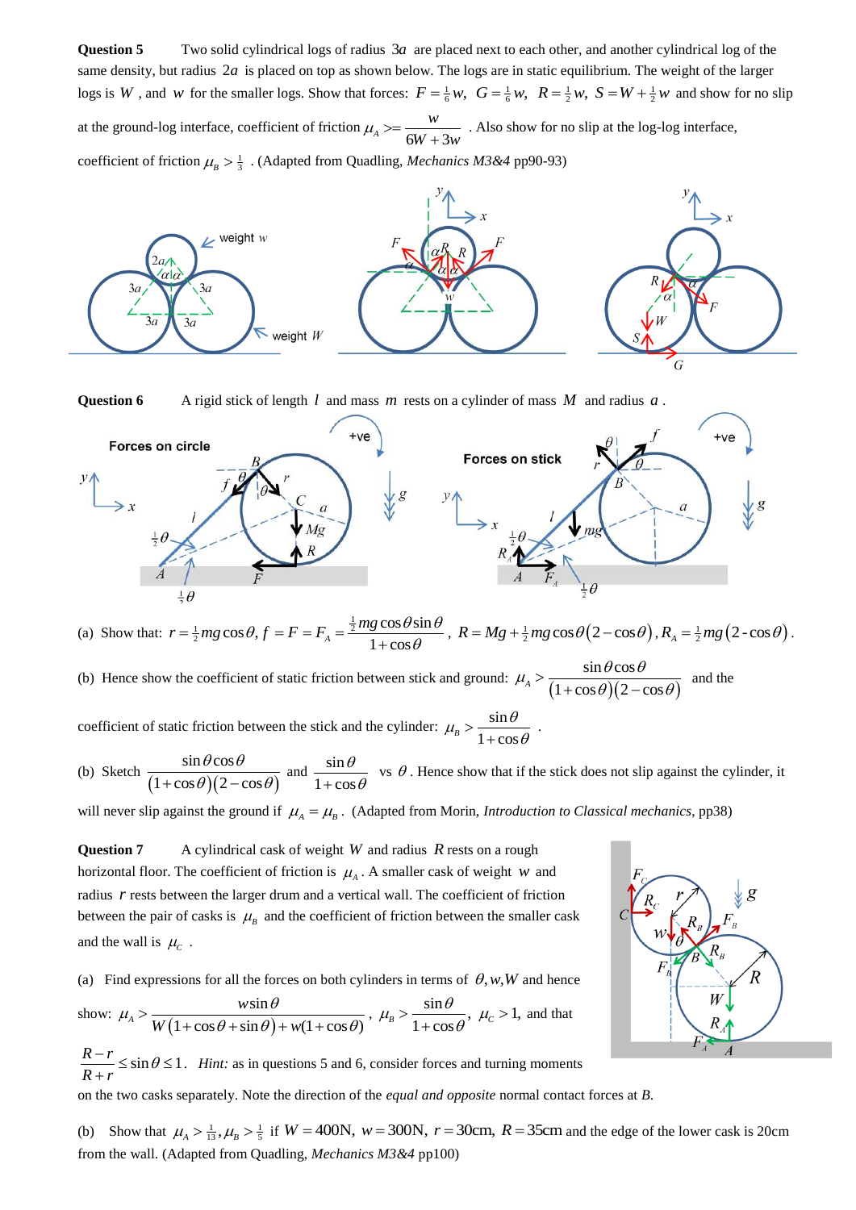**Question 5** Two solid cylindrical logs of radius $3a$ are placed next to each other, and another cylindrical log of the same density, but radius $2a$ is placed on top as shown below. The logs are in static equilibrium. The weight of the larger logs is $W$, and $w$ for the smaller logs. Show that forces: $F = \frac{1}{6}w,\ G = \frac{1}{6}w,\ R = \frac{1}{2}w,\ S = W + \frac{1}{2}w$ and show for no slip at the ground-log interface, coefficient of friction $\mu_A >= \dfrac{w}{6W + 3w}$. Also show for no slip at the log-log interface, coefficient of friction $\mu_B > \frac{1}{3}$. (Adapted from Quadling, *Mechanics M3&4* pp90-93)

**Question 6** A rigid stick of length $l$ and mass $m$ rests on a cylinder of mass $M$ and radius $a$.

(a) Show that: $r = \frac{1}{2}mg\cos\theta,\ f = F = F_A = \dfrac{\frac{1}{2}mg\cos\theta\sin\theta}{1+\cos\theta}$, $R = Mg + \frac{1}{2}mg\cos\theta(2-\cos\theta), R_A = \frac{1}{2}mg(2-\cos\theta)$.

(b) Hence show the coefficient of static friction between stick and ground: $\mu_A > \dfrac{\sin\theta\cos\theta}{(1+\cos\theta)(2-\cos\theta)}$ and the coefficient of static friction between the stick and the cylinder: $\mu_B > \dfrac{\sin\theta}{1+\cos\theta}$.

(b) Sketch $\dfrac{\sin\theta\cos\theta}{(1+\cos\theta)(2-\cos\theta)}$ and $\dfrac{\sin\theta}{1+\cos\theta}$ vs $\theta$. Hence show that if the stick does not slip against the cylinder, it will never slip against the ground if $\mu_A = \mu_B$. (Adapted from Morin, *Introduction to Classical mechanics*, pp38)

**Question 7** A cylindrical cask of weight $W$ and radius $R$ rests on a rough horizontal floor. The coefficient of friction is $\mu_A$. A smaller cask of weight $w$ and radius $r$ rests between the larger drum and a vertical wall. The coefficient of friction between the pair of casks is $\mu_B$ and the coefficient of friction between the smaller cask and the wall is $\mu_C$.

(a) Find expressions for all the forces on both cylinders in terms of $\theta, w, W$ and hence show: $\mu_A > \dfrac{w\sin\theta}{W(1+\cos\theta+\sin\theta)+w(1+\cos\theta)}$, $\mu_B > \dfrac{\sin\theta}{1+\cos\theta}$, $\mu_C > 1$, and that $\dfrac{R-r}{R+r} \le \sin\theta \le 1$. *Hint:* as in questions 5 and 6, consider forces and turning moments on the two casks separately. Note the direction of the *equal and opposite* normal contact forces at $B$.

(b) Show that $\mu_A > \frac{1}{13}, \mu_B > \frac{1}{5}$ if $W = 400\text{N},\ w = 300\text{N},\ r = 30\text{cm},\ R = 35\text{cm}$ and the edge of the lower cask is 20cm from the wall. (Adapted from Quadling, *Mechanics M3&4* pp100)